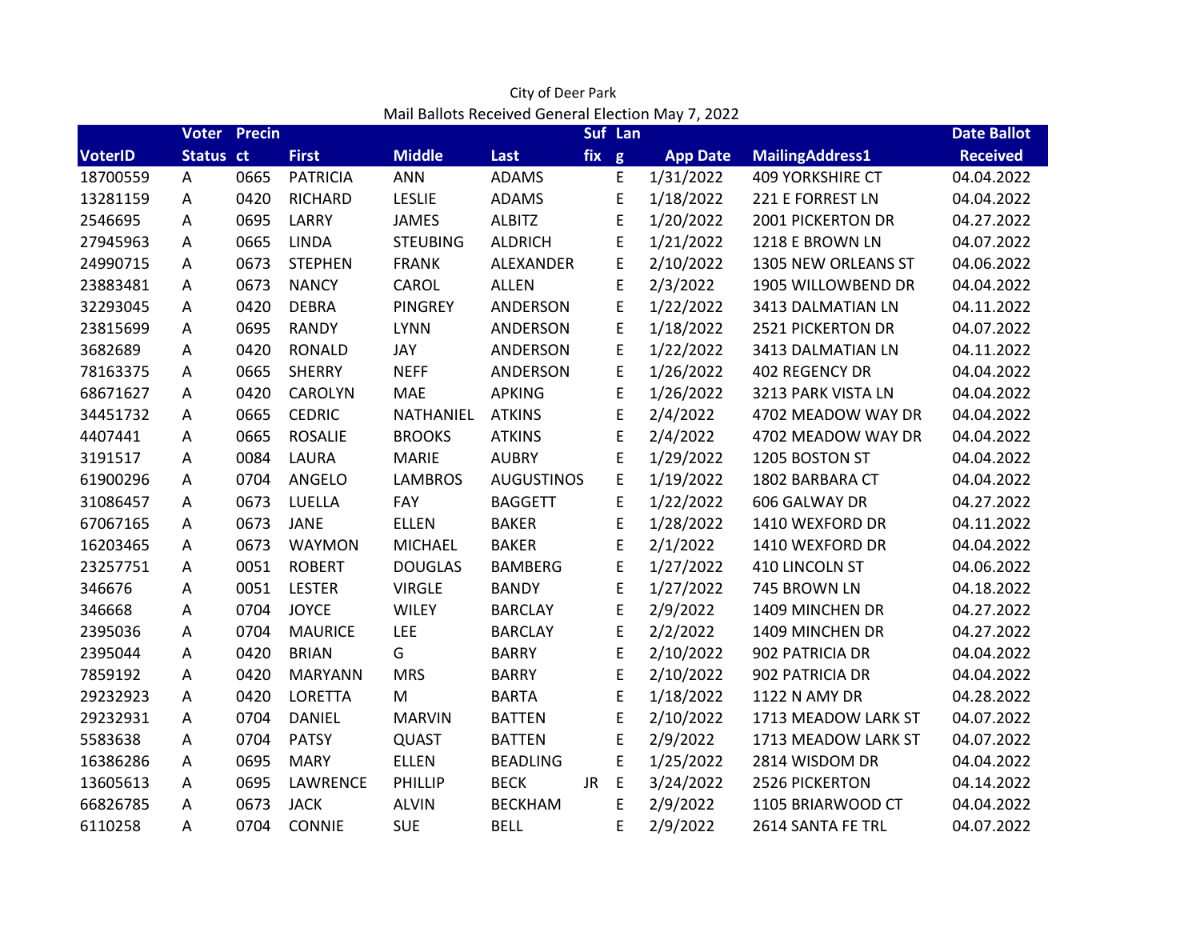City of Deer Park

Mail Ballots Received General Election May 7, 2022

| VoterID | Voter Status | Precinct | First | Middle | Last | Suffix | Lang | App Date | MailingAddress1 | Date Ballot Received |
|---|---|---|---|---|---|---|---|---|---|---|
| 18700559 | A | 0665 | PATRICIA | ANN | ADAMS | | E | 1/31/2022 | 409 YORKSHIRE CT | 04.04.2022 |
| 13281159 | A | 0420 | RICHARD | LESLIE | ADAMS | | E | 1/18/2022 | 221 E FORREST LN | 04.04.2022 |
| 2546695 | A | 0695 | LARRY | JAMES | ALBITZ | | E | 1/20/2022 | 2001 PICKERTON DR | 04.27.2022 |
| 27945963 | A | 0665 | LINDA | STEUBING | ALDRICH | | E | 1/21/2022 | 1218 E BROWN LN | 04.07.2022 |
| 24990715 | A | 0673 | STEPHEN | FRANK | ALEXANDER | | E | 2/10/2022 | 1305 NEW ORLEANS ST | 04.06.2022 |
| 23883481 | A | 0673 | NANCY | CAROL | ALLEN | | E | 2/3/2022 | 1905 WILLOWBEND DR | 04.04.2022 |
| 32293045 | A | 0420 | DEBRA | PINGREY | ANDERSON | | E | 1/22/2022 | 3413 DALMATIAN LN | 04.11.2022 |
| 23815699 | A | 0695 | RANDY | LYNN | ANDERSON | | E | 1/18/2022 | 2521 PICKERTON DR | 04.07.2022 |
| 3682689 | A | 0420 | RONALD | JAY | ANDERSON | | E | 1/22/2022 | 3413 DALMATIAN LN | 04.11.2022 |
| 78163375 | A | 0665 | SHERRY | NEFF | ANDERSON | | E | 1/26/2022 | 402 REGENCY DR | 04.04.2022 |
| 68671627 | A | 0420 | CAROLYN | MAE | APKING | | E | 1/26/2022 | 3213 PARK VISTA LN | 04.04.2022 |
| 34451732 | A | 0665 | CEDRIC | NATHANIEL | ATKINS | | E | 2/4/2022 | 4702 MEADOW WAY DR | 04.04.2022 |
| 4407441 | A | 0665 | ROSALIE | BROOKS | ATKINS | | E | 2/4/2022 | 4702 MEADOW WAY DR | 04.04.2022 |
| 3191517 | A | 0084 | LAURA | MARIE | AUBRY | | E | 1/29/2022 | 1205 BOSTON ST | 04.04.2022 |
| 61900296 | A | 0704 | ANGELO | LAMBROS | AUGUSTINOS | | E | 1/19/2022 | 1802 BARBARA CT | 04.04.2022 |
| 31086457 | A | 0673 | LUELLA | FAY | BAGGETT | | E | 1/22/2022 | 606 GALWAY DR | 04.27.2022 |
| 67067165 | A | 0673 | JANE | ELLEN | BAKER | | E | 1/28/2022 | 1410 WEXFORD DR | 04.11.2022 |
| 16203465 | A | 0673 | WAYMON | MICHAEL | BAKER | | E | 2/1/2022 | 1410 WEXFORD DR | 04.04.2022 |
| 23257751 | A | 0051 | ROBERT | DOUGLAS | BAMBERG | | E | 1/27/2022 | 410 LINCOLN ST | 04.06.2022 |
| 346676 | A | 0051 | LESTER | VIRGLE | BANDY | | E | 1/27/2022 | 745 BROWN LN | 04.18.2022 |
| 346668 | A | 0704 | JOYCE | WILEY | BARCLAY | | E | 2/9/2022 | 1409 MINCHEN DR | 04.27.2022 |
| 2395036 | A | 0704 | MAURICE | LEE | BARCLAY | | E | 2/2/2022 | 1409 MINCHEN DR | 04.27.2022 |
| 2395044 | A | 0420 | BRIAN | G | BARRY | | E | 2/10/2022 | 902 PATRICIA DR | 04.04.2022 |
| 7859192 | A | 0420 | MARYANN | MRS | BARRY | | E | 2/10/2022 | 902 PATRICIA DR | 04.04.2022 |
| 29232923 | A | 0420 | LORETTA | M | BARTA | | E | 1/18/2022 | 1122 N AMY DR | 04.28.2022 |
| 29232931 | A | 0704 | DANIEL | MARVIN | BATTEN | | E | 2/10/2022 | 1713 MEADOW LARK ST | 04.07.2022 |
| 5583638 | A | 0704 | PATSY | QUAST | BATTEN | | E | 2/9/2022 | 1713 MEADOW LARK ST | 04.07.2022 |
| 16386286 | A | 0695 | MARY | ELLEN | BEADLING | | E | 1/25/2022 | 2814 WISDOM DR | 04.04.2022 |
| 13605613 | A | 0695 | LAWRENCE | PHILLIP | BECK | JR | E | 3/24/2022 | 2526 PICKERTON | 04.14.2022 |
| 66826785 | A | 0673 | JACK | ALVIN | BECKHAM | | E | 2/9/2022 | 1105 BRIARWOOD CT | 04.04.2022 |
| 6110258 | A | 0704 | CONNIE | SUE | BELL | | E | 2/9/2022 | 2614 SANTA FE TRL | 04.07.2022 |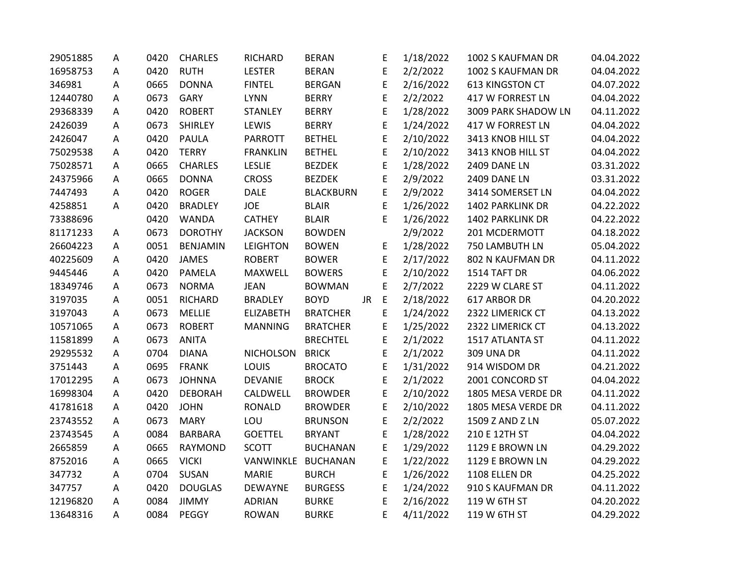| | | | | | | | | | | |
|---|---|---|---|---|---|---|---|---|---|---|
| 29051885 | A | 0420 | CHARLES | RICHARD | BERAN | | E | 1/18/2022 | 1002 S KAUFMAN DR | 04.04.2022 |
| 16958753 | A | 0420 | RUTH | LESTER | BERAN | | E | 2/2/2022 | 1002 S KAUFMAN DR | 04.04.2022 |
| 346981 | A | 0665 | DONNA | FINTEL | BERGAN | | E | 2/16/2022 | 613 KINGSTON CT | 04.07.2022 |
| 12440780 | A | 0673 | GARY | LYNN | BERRY | | E | 2/2/2022 | 417 W FORREST LN | 04.04.2022 |
| 29368339 | A | 0420 | ROBERT | STANLEY | BERRY | | E | 1/28/2022 | 3009 PARK SHADOW LN | 04.11.2022 |
| 2426039 | A | 0673 | SHIRLEY | LEWIS | BERRY | | E | 1/24/2022 | 417 W FORREST LN | 04.04.2022 |
| 2426047 | A | 0420 | PAULA | PARROTT | BETHEL | | E | 2/10/2022 | 3413 KNOB HILL ST | 04.04.2022 |
| 75029538 | A | 0420 | TERRY | FRANKLIN | BETHEL | | E | 2/10/2022 | 3413 KNOB HILL ST | 04.04.2022 |
| 75028571 | A | 0665 | CHARLES | LESLIE | BEZDEK | | E | 1/28/2022 | 2409 DANE LN | 03.31.2022 |
| 24375966 | A | 0665 | DONNA | CROSS | BEZDEK | | E | 2/9/2022 | 2409 DANE LN | 03.31.2022 |
| 7447493 | A | 0420 | ROGER | DALE | BLACKBURN | | E | 2/9/2022 | 3414 SOMERSET LN | 04.04.2022 |
| 4258851 | A | 0420 | BRADLEY | JOE | BLAIR | | E | 1/26/2022 | 1402 PARKLINK DR | 04.22.2022 |
| 73388696 | | 0420 | WANDA | CATHEY | BLAIR | | E | 1/26/2022 | 1402 PARKLINK DR | 04.22.2022 |
| 81171233 | A | 0673 | DOROTHY | JACKSON | BOWDEN | | | 2/9/2022 | 201 MCDERMOTT | 04.18.2022 |
| 26604223 | A | 0051 | BENJAMIN | LEIGHTON | BOWEN | | E | 1/28/2022 | 750 LAMBUTH LN | 05.04.2022 |
| 40225609 | A | 0420 | JAMES | ROBERT | BOWER | | E | 2/17/2022 | 802 N KAUFMAN DR | 04.11.2022 |
| 9445446 | A | 0420 | PAMELA | MAXWELL | BOWERS | | E | 2/10/2022 | 1514 TAFT DR | 04.06.2022 |
| 18349746 | A | 0673 | NORMA | JEAN | BOWMAN | | E | 2/7/2022 | 2229 W CLARE ST | 04.11.2022 |
| 3197035 | A | 0051 | RICHARD | BRADLEY | BOYD | JR | E | 2/18/2022 | 617 ARBOR DR | 04.20.2022 |
| 3197043 | A | 0673 | MELLIE | ELIZABETH | BRATCHER | | E | 1/24/2022 | 2322 LIMERICK CT | 04.13.2022 |
| 10571065 | A | 0673 | ROBERT | MANNING | BRATCHER | | E | 1/25/2022 | 2322 LIMERICK CT | 04.13.2022 |
| 11581899 | A | 0673 | ANITA | | BRECHTEL | | E | 2/1/2022 | 1517 ATLANTA ST | 04.11.2022 |
| 29295532 | A | 0704 | DIANA | NICHOLSON | BRICK | | E | 2/1/2022 | 309 UNA DR | 04.11.2022 |
| 3751443 | A | 0695 | FRANK | LOUIS | BROCATO | | E | 1/31/2022 | 914 WISDOM DR | 04.21.2022 |
| 17012295 | A | 0673 | JOHNNA | DEVANIE | BROCK | | E | 2/1/2022 | 2001 CONCORD ST | 04.04.2022 |
| 16998304 | A | 0420 | DEBORAH | CALDWELL | BROWDER | | E | 2/10/2022 | 1805 MESA VERDE DR | 04.11.2022 |
| 41781618 | A | 0420 | JOHN | RONALD | BROWDER | | E | 2/10/2022 | 1805 MESA VERDE DR | 04.11.2022 |
| 23743552 | A | 0673 | MARY | LOU | BRUNSON | | E | 2/2/2022 | 1509 Z AND Z LN | 05.07.2022 |
| 23743545 | A | 0084 | BARBARA | GOETTEL | BRYANT | | E | 1/28/2022 | 210 E 12TH ST | 04.04.2022 |
| 2665859 | A | 0665 | RAYMOND | SCOTT | BUCHANAN | | E | 1/29/2022 | 1129 E BROWN LN | 04.29.2022 |
| 8752016 | A | 0665 | VICKI | VANWINKLE | BUCHANAN | | E | 1/22/2022 | 1129 E BROWN LN | 04.29.2022 |
| 347732 | A | 0704 | SUSAN | MARIE | BURCH | | E | 1/26/2022 | 1108 ELLEN DR | 04.25.2022 |
| 347757 | A | 0420 | DOUGLAS | DEWAYNE | BURGESS | | E | 1/24/2022 | 910 S KAUFMAN DR | 04.11.2022 |
| 12196820 | A | 0084 | JIMMY | ADRIAN | BURKE | | E | 2/16/2022 | 119 W 6TH ST | 04.20.2022 |
| 13648316 | A | 0084 | PEGGY | ROWAN | BURKE | | E | 4/11/2022 | 119 W 6TH ST | 04.29.2022 |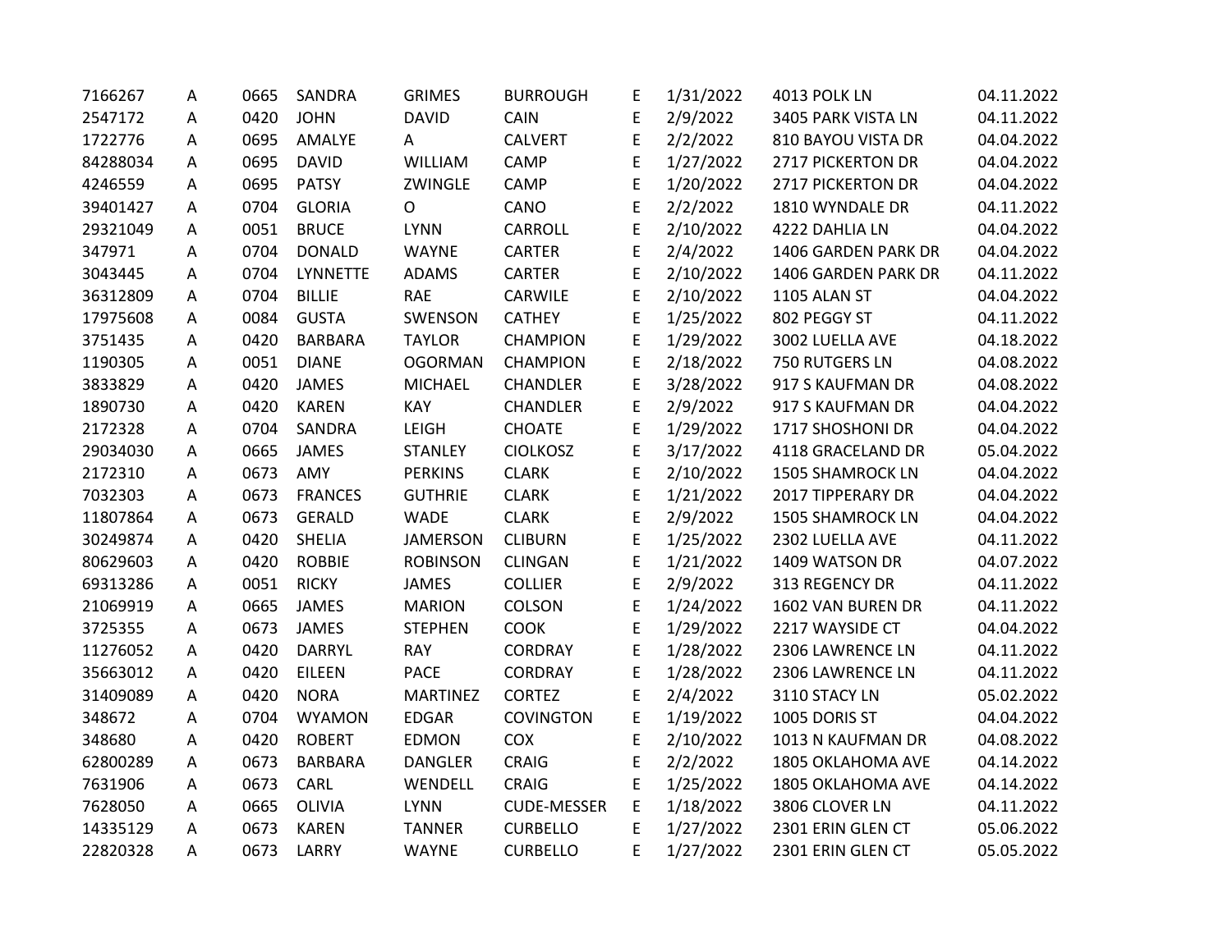| | | | | | | | | | |
|---|---|---|---|---|---|---|---|---|---|
| 7166267 | A | 0665 | SANDRA | GRIMES | BURROUGH | E | 1/31/2022 | 4013 POLK LN | 04.11.2022 |
| 2547172 | A | 0420 | JOHN | DAVID | CAIN | E | 2/9/2022 | 3405 PARK VISTA LN | 04.11.2022 |
| 1722776 | A | 0695 | AMALYE | A | CALVERT | E | 2/2/2022 | 810 BAYOU VISTA DR | 04.04.2022 |
| 84288034 | A | 0695 | DAVID | WILLIAM | CAMP | E | 1/27/2022 | 2717 PICKERTON DR | 04.04.2022 |
| 4246559 | A | 0695 | PATSY | ZWINGLE | CAMP | E | 1/20/2022 | 2717 PICKERTON DR | 04.04.2022 |
| 39401427 | A | 0704 | GLORIA | O | CANO | E | 2/2/2022 | 1810 WYNDALE DR | 04.11.2022 |
| 29321049 | A | 0051 | BRUCE | LYNN | CARROLL | E | 2/10/2022 | 4222 DAHLIA LN | 04.04.2022 |
| 347971 | A | 0704 | DONALD | WAYNE | CARTER | E | 2/4/2022 | 1406 GARDEN PARK DR | 04.04.2022 |
| 3043445 | A | 0704 | LYNNETTE | ADAMS | CARTER | E | 2/10/2022 | 1406 GARDEN PARK DR | 04.11.2022 |
| 36312809 | A | 0704 | BILLIE | RAE | CARWILE | E | 2/10/2022 | 1105 ALAN ST | 04.04.2022 |
| 17975608 | A | 0084 | GUSTA | SWENSON | CATHEY | E | 1/25/2022 | 802 PEGGY ST | 04.11.2022 |
| 3751435 | A | 0420 | BARBARA | TAYLOR | CHAMPION | E | 1/29/2022 | 3002 LUELLA AVE | 04.18.2022 |
| 1190305 | A | 0051 | DIANE | OGORMAN | CHAMPION | E | 2/18/2022 | 750 RUTGERS LN | 04.08.2022 |
| 3833829 | A | 0420 | JAMES | MICHAEL | CHANDLER | E | 3/28/2022 | 917 S KAUFMAN DR | 04.08.2022 |
| 1890730 | A | 0420 | KAREN | KAY | CHANDLER | E | 2/9/2022 | 917 S KAUFMAN DR | 04.04.2022 |
| 2172328 | A | 0704 | SANDRA | LEIGH | CHOATE | E | 1/29/2022 | 1717 SHOSHONI DR | 04.04.2022 |
| 29034030 | A | 0665 | JAMES | STANLEY | CIOLKOSZ | E | 3/17/2022 | 4118 GRACELAND DR | 05.04.2022 |
| 2172310 | A | 0673 | AMY | PERKINS | CLARK | E | 2/10/2022 | 1505 SHAMROCK LN | 04.04.2022 |
| 7032303 | A | 0673 | FRANCES | GUTHRIE | CLARK | E | 1/21/2022 | 2017 TIPPERARY DR | 04.04.2022 |
| 11807864 | A | 0673 | GERALD | WADE | CLARK | E | 2/9/2022 | 1505 SHAMROCK LN | 04.04.2022 |
| 30249874 | A | 0420 | SHELIA | JAMERSON | CLIBURN | E | 1/25/2022 | 2302 LUELLA AVE | 04.11.2022 |
| 80629603 | A | 0420 | ROBBIE | ROBINSON | CLINGAN | E | 1/21/2022 | 1409 WATSON DR | 04.07.2022 |
| 69313286 | A | 0051 | RICKY | JAMES | COLLIER | E | 2/9/2022 | 313 REGENCY DR | 04.11.2022 |
| 21069919 | A | 0665 | JAMES | MARION | COLSON | E | 1/24/2022 | 1602 VAN BUREN DR | 04.11.2022 |
| 3725355 | A | 0673 | JAMES | STEPHEN | COOK | E | 1/29/2022 | 2217 WAYSIDE CT | 04.04.2022 |
| 11276052 | A | 0420 | DARRYL | RAY | CORDRAY | E | 1/28/2022 | 2306 LAWRENCE LN | 04.11.2022 |
| 35663012 | A | 0420 | EILEEN | PACE | CORDRAY | E | 1/28/2022 | 2306 LAWRENCE LN | 04.11.2022 |
| 31409089 | A | 0420 | NORA | MARTINEZ | CORTEZ | E | 2/4/2022 | 3110 STACY LN | 05.02.2022 |
| 348672 | A | 0704 | WYAMON | EDGAR | COVINGTON | E | 1/19/2022 | 1005 DORIS ST | 04.04.2022 |
| 348680 | A | 0420 | ROBERT | EDMON | COX | E | 2/10/2022 | 1013 N KAUFMAN DR | 04.08.2022 |
| 62800289 | A | 0673 | BARBARA | DANGLER | CRAIG | E | 2/2/2022 | 1805 OKLAHOMA AVE | 04.14.2022 |
| 7631906 | A | 0673 | CARL | WENDELL | CRAIG | E | 1/25/2022 | 1805 OKLAHOMA AVE | 04.14.2022 |
| 7628050 | A | 0665 | OLIVIA | LYNN | CUDE-MESSER | E | 1/18/2022 | 3806 CLOVER LN | 04.11.2022 |
| 14335129 | A | 0673 | KAREN | TANNER | CURBELLO | E | 1/27/2022 | 2301 ERIN GLEN CT | 05.06.2022 |
| 22820328 | A | 0673 | LARRY | WAYNE | CURBELLO | E | 1/27/2022 | 2301 ERIN GLEN CT | 05.05.2022 |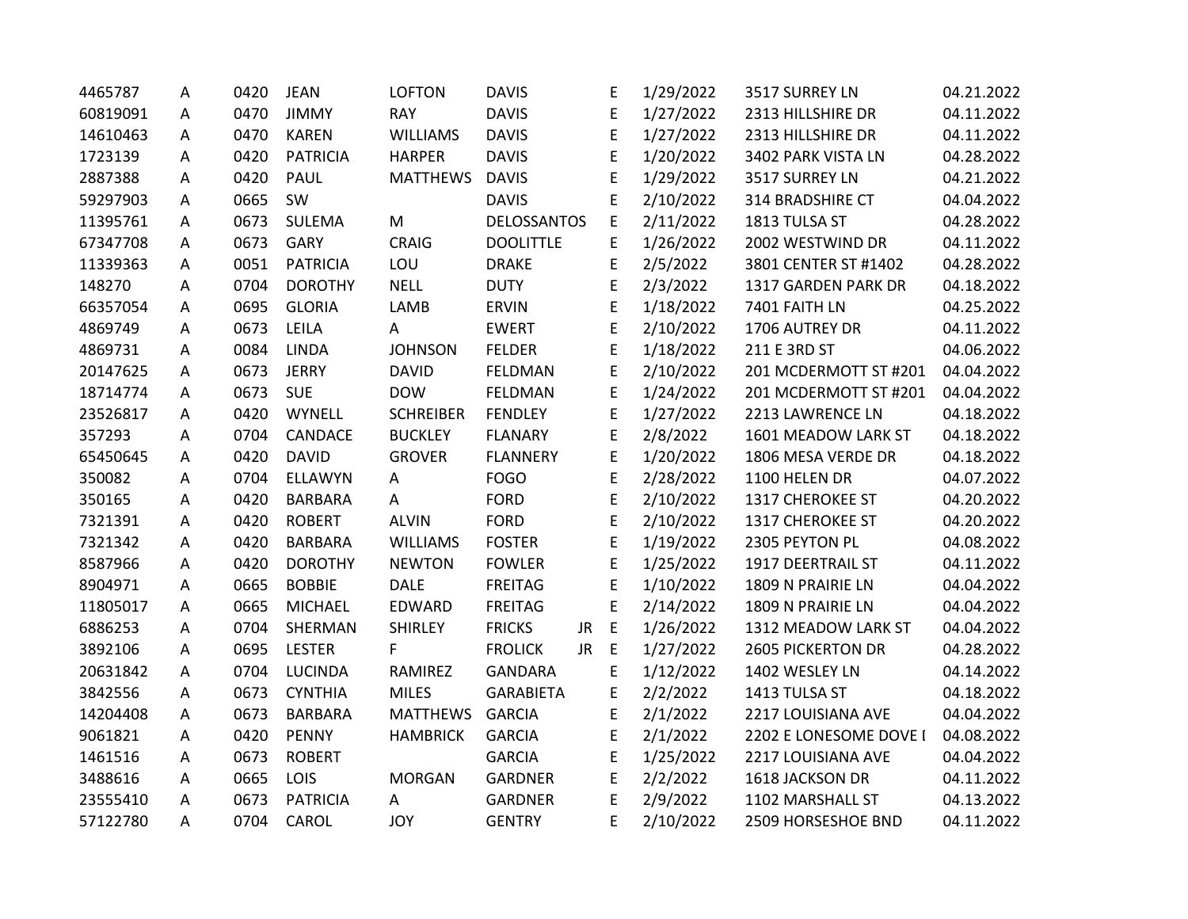| | | | | | | | | | | |
|---|---|---|---|---|---|---|---|---|---|---|
| 4465787 | A | 0420 | JEAN | LOFTON | DAVIS | | E | 1/29/2022 | 3517 SURREY LN | 04.21.2022 |
| 60819091 | A | 0470 | JIMMY | RAY | DAVIS | | E | 1/27/2022 | 2313 HILLSHIRE DR | 04.11.2022 |
| 14610463 | A | 0470 | KAREN | WILLIAMS | DAVIS | | E | 1/27/2022 | 2313 HILLSHIRE DR | 04.11.2022 |
| 1723139 | A | 0420 | PATRICIA | HARPER | DAVIS | | E | 1/20/2022 | 3402 PARK VISTA LN | 04.28.2022 |
| 2887388 | A | 0420 | PAUL | MATTHEWS | DAVIS | | E | 1/29/2022 | 3517 SURREY LN | 04.21.2022 |
| 59297903 | A | 0665 | SW | | DAVIS | | E | 2/10/2022 | 314 BRADSHIRE CT | 04.04.2022 |
| 11395761 | A | 0673 | SULEMA | M | DELOSSANTOS | | E | 2/11/2022 | 1813 TULSA ST | 04.28.2022 |
| 67347708 | A | 0673 | GARY | CRAIG | DOOLITTLE | | E | 1/26/2022 | 2002 WESTWIND DR | 04.11.2022 |
| 11339363 | A | 0051 | PATRICIA | LOU | DRAKE | | E | 2/5/2022 | 3801 CENTER ST #1402 | 04.28.2022 |
| 148270 | A | 0704 | DOROTHY | NELL | DUTY | | E | 2/3/2022 | 1317 GARDEN PARK DR | 04.18.2022 |
| 66357054 | A | 0695 | GLORIA | LAMB | ERVIN | | E | 1/18/2022 | 7401 FAITH LN | 04.25.2022 |
| 4869749 | A | 0673 | LEILA | A | EWERT | | E | 2/10/2022 | 1706 AUTREY DR | 04.11.2022 |
| 4869731 | A | 0084 | LINDA | JOHNSON | FELDER | | E | 1/18/2022 | 211 E 3RD ST | 04.06.2022 |
| 20147625 | A | 0673 | JERRY | DAVID | FELDMAN | | E | 2/10/2022 | 201 MCDERMOTT ST #201 | 04.04.2022 |
| 18714774 | A | 0673 | SUE | DOW | FELDMAN | | E | 1/24/2022 | 201 MCDERMOTT ST #201 | 04.04.2022 |
| 23526817 | A | 0420 | WYNELL | SCHREIBER | FENDLEY | | E | 1/27/2022 | 2213 LAWRENCE LN | 04.18.2022 |
| 357293 | A | 0704 | CANDACE | BUCKLEY | FLANARY | | E | 2/8/2022 | 1601 MEADOW LARK ST | 04.18.2022 |
| 65450645 | A | 0420 | DAVID | GROVER | FLANNERY | | E | 1/20/2022 | 1806 MESA VERDE DR | 04.18.2022 |
| 350082 | A | 0704 | ELLAWYN | A | FOGO | | E | 2/28/2022 | 1100 HELEN DR | 04.07.2022 |
| 350165 | A | 0420 | BARBARA | A | FORD | | E | 2/10/2022 | 1317 CHEROKEE ST | 04.20.2022 |
| 7321391 | A | 0420 | ROBERT | ALVIN | FORD | | E | 2/10/2022 | 1317 CHEROKEE ST | 04.20.2022 |
| 7321342 | A | 0420 | BARBARA | WILLIAMS | FOSTER | | E | 1/19/2022 | 2305 PEYTON PL | 04.08.2022 |
| 8587966 | A | 0420 | DOROTHY | NEWTON | FOWLER | | E | 1/25/2022 | 1917 DEERTRAIL ST | 04.11.2022 |
| 8904971 | A | 0665 | BOBBIE | DALE | FREITAG | | E | 1/10/2022 | 1809 N PRAIRIE LN | 04.04.2022 |
| 11805017 | A | 0665 | MICHAEL | EDWARD | FREITAG | | E | 2/14/2022 | 1809 N PRAIRIE LN | 04.04.2022 |
| 6886253 | A | 0704 | SHERMAN | SHIRLEY | FRICKS | JR | E | 1/26/2022 | 1312 MEADOW LARK ST | 04.04.2022 |
| 3892106 | A | 0695 | LESTER | F | FROLICK | JR | E | 1/27/2022 | 2605 PICKERTON DR | 04.28.2022 |
| 20631842 | A | 0704 | LUCINDA | RAMIREZ | GANDARA | | E | 1/12/2022 | 1402 WESLEY LN | 04.14.2022 |
| 3842556 | A | 0673 | CYNTHIA | MILES | GARABIETA | | E | 2/2/2022 | 1413 TULSA ST | 04.18.2022 |
| 14204408 | A | 0673 | BARBARA | MATTHEWS | GARCIA | | E | 2/1/2022 | 2217 LOUISIANA AVE | 04.04.2022 |
| 9061821 | A | 0420 | PENNY | HAMBRICK | GARCIA | | E | 2/1/2022 | 2202 E LONESOME DOVE I | 04.08.2022 |
| 1461516 | A | 0673 | ROBERT | | GARCIA | | E | 1/25/2022 | 2217 LOUISIANA AVE | 04.04.2022 |
| 3488616 | A | 0665 | LOIS | MORGAN | GARDNER | | E | 2/2/2022 | 1618 JACKSON DR | 04.11.2022 |
| 23555410 | A | 0673 | PATRICIA | A | GARDNER | | E | 2/9/2022 | 1102 MARSHALL ST | 04.13.2022 |
| 57122780 | A | 0704 | CAROL | JOY | GENTRY | | E | 2/10/2022 | 2509 HORSESHOE BND | 04.11.2022 |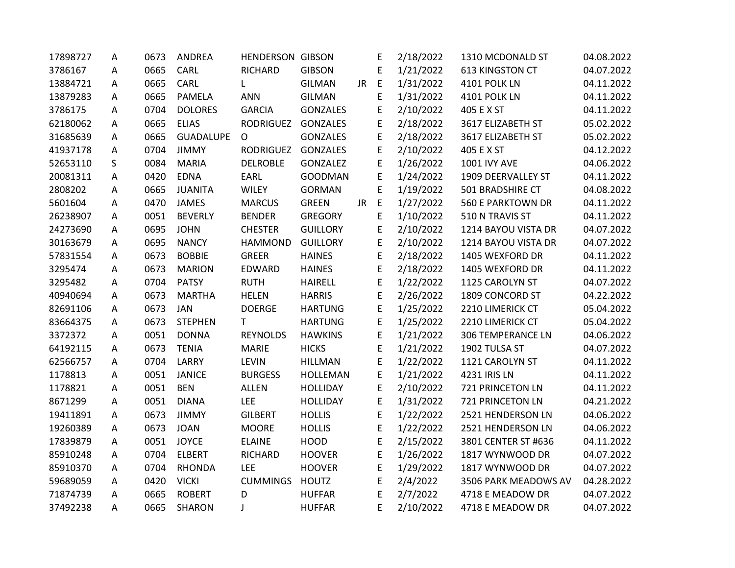| | | | | | | | | | | |
|---|---|---|---|---|---|---|---|---|---|---|
| 17898727 | A | 0673 | ANDREA | HENDERSON | GIBSON | | E | 2/18/2022 | 1310 MCDONALD ST | 04.08.2022 |
| 3786167 | A | 0665 | CARL | RICHARD | GIBSON | | E | 1/21/2022 | 613 KINGSTON CT | 04.07.2022 |
| 13884721 | A | 0665 | CARL | L | GILMAN | JR | E | 1/31/2022 | 4101 POLK LN | 04.11.2022 |
| 13879283 | A | 0665 | PAMELA | ANN | GILMAN | | E | 1/31/2022 | 4101 POLK LN | 04.11.2022 |
| 3786175 | A | 0704 | DOLORES | GARCIA | GONZALES | | E | 2/10/2022 | 405 E X ST | 04.11.2022 |
| 62180062 | A | 0665 | ELIAS | RODRIGUEZ | GONZALES | | E | 2/18/2022 | 3617 ELIZABETH ST | 05.02.2022 |
| 31685639 | A | 0665 | GUADALUPE | O | GONZALES | | E | 2/18/2022 | 3617 ELIZABETH ST | 05.02.2022 |
| 41937178 | A | 0704 | JIMMY | RODRIGUEZ | GONZALES | | E | 2/10/2022 | 405 E X ST | 04.12.2022 |
| 52653110 | S | 0084 | MARIA | DELROBLE | GONZALEZ | | E | 1/26/2022 | 1001 IVY AVE | 04.06.2022 |
| 20081311 | A | 0420 | EDNA | EARL | GOODMAN | | E | 1/24/2022 | 1909 DEERVALLEY ST | 04.11.2022 |
| 2808202 | A | 0665 | JUANITA | WILEY | GORMAN | | E | 1/19/2022 | 501 BRADSHIRE CT | 04.08.2022 |
| 5601604 | A | 0470 | JAMES | MARCUS | GREEN | JR | E | 1/27/2022 | 560 E PARKTOWN DR | 04.11.2022 |
| 26238907 | A | 0051 | BEVERLY | BENDER | GREGORY | | E | 1/10/2022 | 510 N TRAVIS ST | 04.11.2022 |
| 24273690 | A | 0695 | JOHN | CHESTER | GUILLORY | | E | 2/10/2022 | 1214 BAYOU VISTA DR | 04.07.2022 |
| 30163679 | A | 0695 | NANCY | HAMMOND | GUILLORY | | E | 2/10/2022 | 1214 BAYOU VISTA DR | 04.07.2022 |
| 57831554 | A | 0673 | BOBBIE | GREER | HAINES | | E | 2/18/2022 | 1405 WEXFORD DR | 04.11.2022 |
| 3295474 | A | 0673 | MARION | EDWARD | HAINES | | E | 2/18/2022 | 1405 WEXFORD DR | 04.11.2022 |
| 3295482 | A | 0704 | PATSY | RUTH | HAIRELL | | E | 1/22/2022 | 1125 CAROLYN ST | 04.07.2022 |
| 40940694 | A | 0673 | MARTHA | HELEN | HARRIS | | E | 2/26/2022 | 1809 CONCORD ST | 04.22.2022 |
| 82691106 | A | 0673 | JAN | DOERGE | HARTUNG | | E | 1/25/2022 | 2210 LIMERICK CT | 05.04.2022 |
| 83664375 | A | 0673 | STEPHEN | T | HARTUNG | | E | 1/25/2022 | 2210 LIMERICK CT | 05.04.2022 |
| 3372372 | A | 0051 | DONNA | REYNOLDS | HAWKINS | | E | 1/21/2022 | 306 TEMPERANCE LN | 04.06.2022 |
| 64192115 | A | 0673 | TENIA | MARIE | HICKS | | E | 1/21/2022 | 1902 TULSA ST | 04.07.2022 |
| 62566757 | A | 0704 | LARRY | LEVIN | HILLMAN | | E | 1/22/2022 | 1121 CAROLYN ST | 04.11.2022 |
| 1178813 | A | 0051 | JANICE | BURGESS | HOLLEMAN | | E | 1/21/2022 | 4231 IRIS LN | 04.11.2022 |
| 1178821 | A | 0051 | BEN | ALLEN | HOLLIDAY | | E | 2/10/2022 | 721 PRINCETON LN | 04.11.2022 |
| 8671299 | A | 0051 | DIANA | LEE | HOLLIDAY | | E | 1/31/2022 | 721 PRINCETON LN | 04.21.2022 |
| 19411891 | A | 0673 | JIMMY | GILBERT | HOLLIS | | E | 1/22/2022 | 2521 HENDERSON LN | 04.06.2022 |
| 19260389 | A | 0673 | JOAN | MOORE | HOLLIS | | E | 1/22/2022 | 2521 HENDERSON LN | 04.06.2022 |
| 17839879 | A | 0051 | JOYCE | ELAINE | HOOD | | E | 2/15/2022 | 3801 CENTER ST #636 | 04.11.2022 |
| 85910248 | A | 0704 | ELBERT | RICHARD | HOOVER | | E | 1/26/2022 | 1817 WYNWOOD DR | 04.07.2022 |
| 85910370 | A | 0704 | RHONDA | LEE | HOOVER | | E | 1/29/2022 | 1817 WYNWOOD DR | 04.07.2022 |
| 59689059 | A | 0420 | VICKI | CUMMINGS | HOUTZ | | E | 2/4/2022 | 3506 PARK MEADOWS AV | 04.28.2022 |
| 71874739 | A | 0665 | ROBERT | D | HUFFAR | | E | 2/7/2022 | 4718 E MEADOW DR | 04.07.2022 |
| 37492238 | A | 0665 | SHARON | J | HUFFAR | | E | 2/10/2022 | 4718 E MEADOW DR | 04.07.2022 |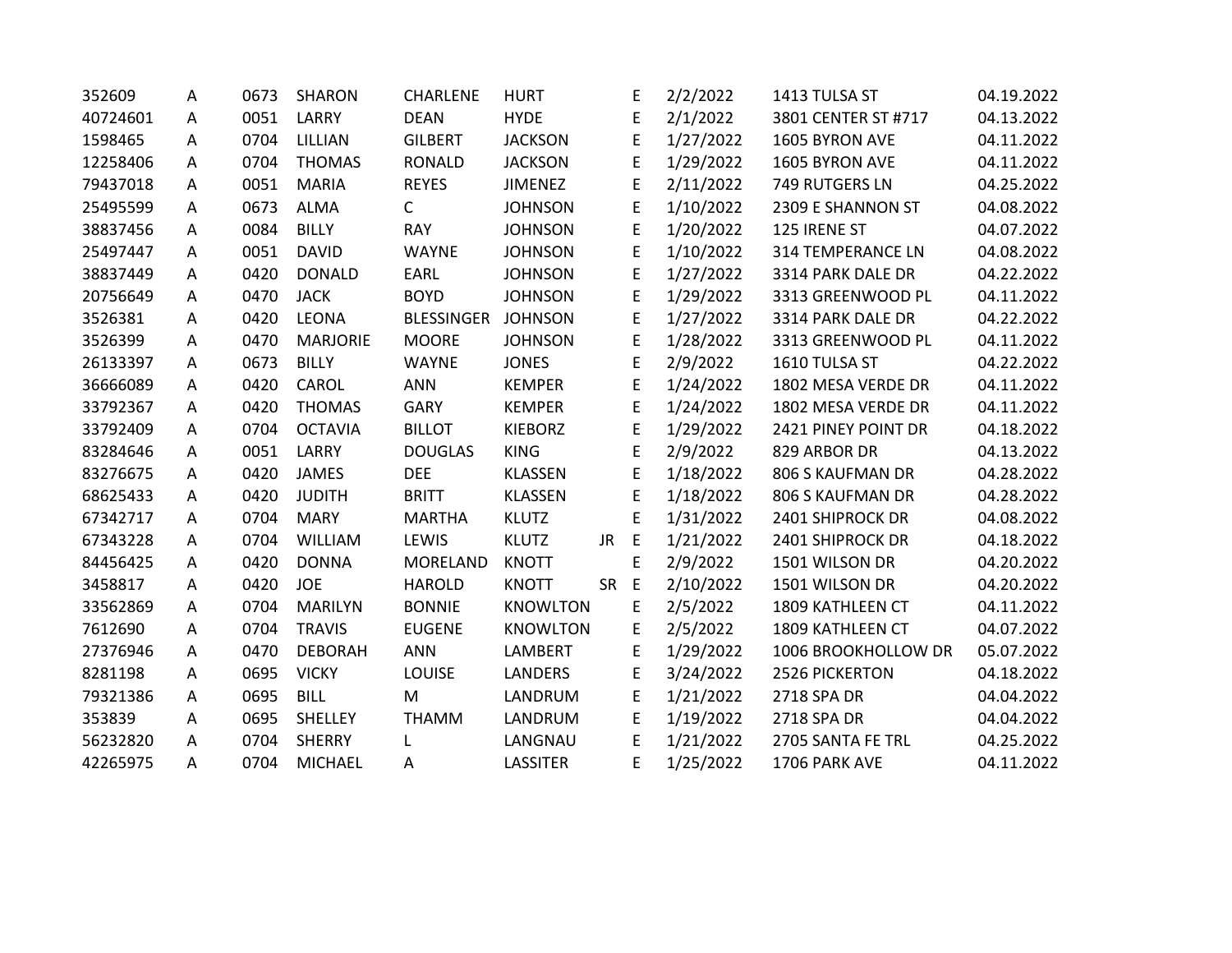| | | | | | | | | | | |
|---|---|---|---|---|---|---|---|---|---|---|
| 352609 | A | 0673 | SHARON | CHARLENE | HURT | | E | 2/2/2022 | 1413 TULSA ST | 04.19.2022 |
| 40724601 | A | 0051 | LARRY | DEAN | HYDE | | E | 2/1/2022 | 3801 CENTER ST #717 | 04.13.2022 |
| 1598465 | A | 0704 | LILLIAN | GILBERT | JACKSON | | E | 1/27/2022 | 1605 BYRON AVE | 04.11.2022 |
| 12258406 | A | 0704 | THOMAS | RONALD | JACKSON | | E | 1/29/2022 | 1605 BYRON AVE | 04.11.2022 |
| 79437018 | A | 0051 | MARIA | REYES | JIMENEZ | | E | 2/11/2022 | 749 RUTGERS LN | 04.25.2022 |
| 25495599 | A | 0673 | ALMA | C | JOHNSON | | E | 1/10/2022 | 2309 E SHANNON ST | 04.08.2022 |
| 38837456 | A | 0084 | BILLY | RAY | JOHNSON | | E | 1/20/2022 | 125 IRENE ST | 04.07.2022 |
| 25497447 | A | 0051 | DAVID | WAYNE | JOHNSON | | E | 1/10/2022 | 314 TEMPERANCE LN | 04.08.2022 |
| 38837449 | A | 0420 | DONALD | EARL | JOHNSON | | E | 1/27/2022 | 3314 PARK DALE DR | 04.22.2022 |
| 20756649 | A | 0470 | JACK | BOYD | JOHNSON | | E | 1/29/2022 | 3313 GREENWOOD PL | 04.11.2022 |
| 3526381 | A | 0420 | LEONA | BLESSINGER | JOHNSON | | E | 1/27/2022 | 3314 PARK DALE DR | 04.22.2022 |
| 3526399 | A | 0470 | MARJORIE | MOORE | JOHNSON | | E | 1/28/2022 | 3313 GREENWOOD PL | 04.11.2022 |
| 26133397 | A | 0673 | BILLY | WAYNE | JONES | | E | 2/9/2022 | 1610 TULSA ST | 04.22.2022 |
| 36666089 | A | 0420 | CAROL | ANN | KEMPER | | E | 1/24/2022 | 1802 MESA VERDE DR | 04.11.2022 |
| 33792367 | A | 0420 | THOMAS | GARY | KEMPER | | E | 1/24/2022 | 1802 MESA VERDE DR | 04.11.2022 |
| 33792409 | A | 0704 | OCTAVIA | BILLOT | KIEBORZ | | E | 1/29/2022 | 2421 PINEY POINT DR | 04.18.2022 |
| 83284646 | A | 0051 | LARRY | DOUGLAS | KING | | E | 2/9/2022 | 829 ARBOR DR | 04.13.2022 |
| 83276675 | A | 0420 | JAMES | DEE | KLASSEN | | E | 1/18/2022 | 806 S KAUFMAN DR | 04.28.2022 |
| 68625433 | A | 0420 | JUDITH | BRITT | KLASSEN | | E | 1/18/2022 | 806 S KAUFMAN DR | 04.28.2022 |
| 67342717 | A | 0704 | MARY | MARTHA | KLUTZ | | E | 1/31/2022 | 2401 SHIPROCK DR | 04.08.2022 |
| 67343228 | A | 0704 | WILLIAM | LEWIS | KLUTZ | JR | E | 1/21/2022 | 2401 SHIPROCK DR | 04.18.2022 |
| 84456425 | A | 0420 | DONNA | MORELAND | KNOTT | | E | 2/9/2022 | 1501 WILSON DR | 04.20.2022 |
| 3458817 | A | 0420 | JOE | HAROLD | KNOTT | SR | E | 2/10/2022 | 1501 WILSON DR | 04.20.2022 |
| 33562869 | A | 0704 | MARILYN | BONNIE | KNOWLTON | | E | 2/5/2022 | 1809 KATHLEEN CT | 04.11.2022 |
| 7612690 | A | 0704 | TRAVIS | EUGENE | KNOWLTON | | E | 2/5/2022 | 1809 KATHLEEN CT | 04.07.2022 |
| 27376946 | A | 0470 | DEBORAH | ANN | LAMBERT | | E | 1/29/2022 | 1006 BROOKHOLLOW DR | 05.07.2022 |
| 8281198 | A | 0695 | VICKY | LOUISE | LANDERS | | E | 3/24/2022 | 2526 PICKERTON | 04.18.2022 |
| 79321386 | A | 0695 | BILL | M | LANDRUM | | E | 1/21/2022 | 2718 SPA DR | 04.04.2022 |
| 353839 | A | 0695 | SHELLEY | THAMM | LANDRUM | | E | 1/19/2022 | 2718 SPA DR | 04.04.2022 |
| 56232820 | A | 0704 | SHERRY | L | LANGNAU | | E | 1/21/2022 | 2705 SANTA FE TRL | 04.25.2022 |
| 42265975 | A | 0704 | MICHAEL | A | LASSITER | | E | 1/25/2022 | 1706 PARK AVE | 04.11.2022 |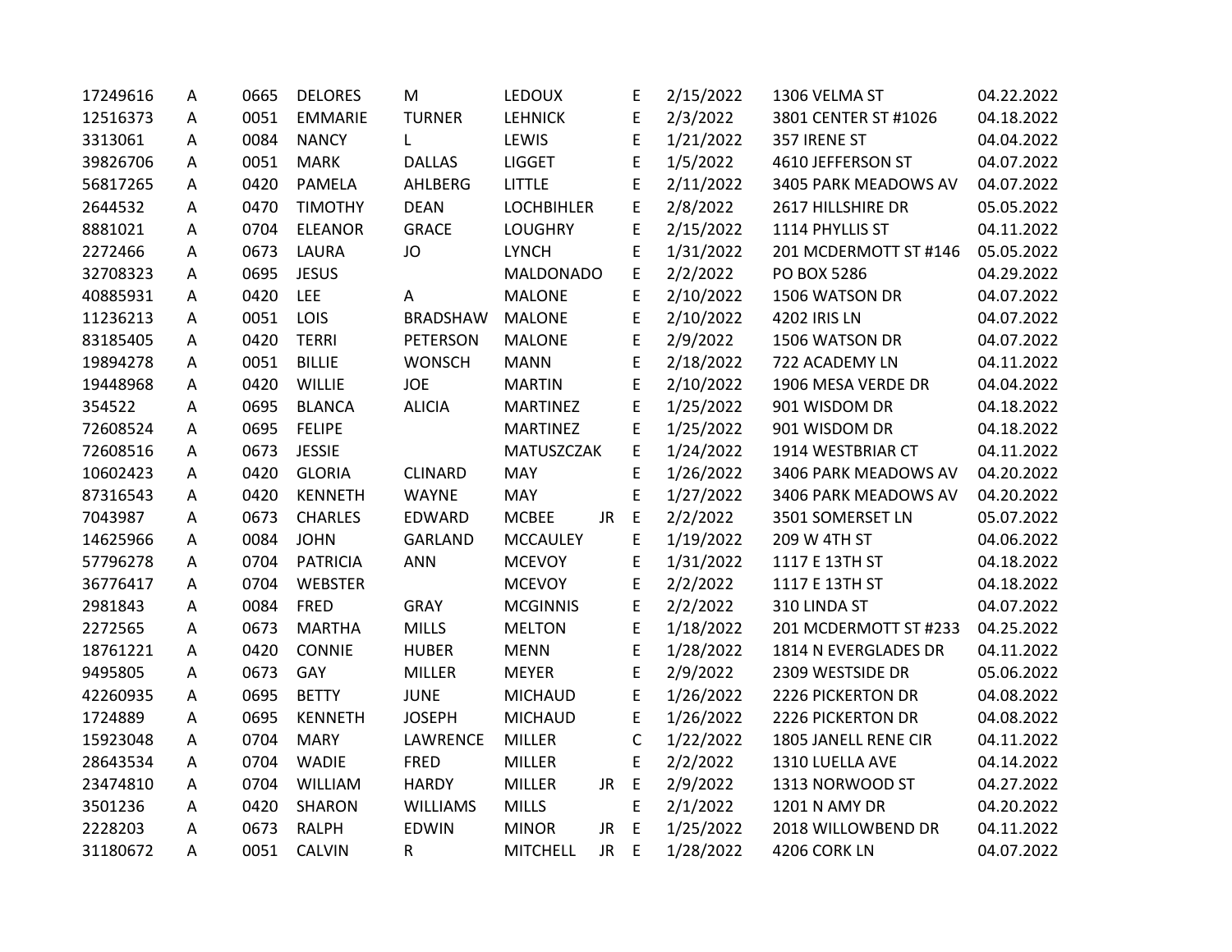| | | | | | | | | | | |
|---|---|---|---|---|---|---|---|---|---|---|
| 17249616 | A | 0665 | DELORES | M | LEDOUX | | E | 2/15/2022 | 1306 VELMA ST | 04.22.2022 |
| 12516373 | A | 0051 | EMMARIE | TURNER | LEHNICK | | E | 2/3/2022 | 3801 CENTER ST #1026 | 04.18.2022 |
| 3313061 | A | 0084 | NANCY | L | LEWIS | | E | 1/21/2022 | 357 IRENE ST | 04.04.2022 |
| 39826706 | A | 0051 | MARK | DALLAS | LIGGET | | E | 1/5/2022 | 4610 JEFFERSON ST | 04.07.2022 |
| 56817265 | A | 0420 | PAMELA | AHLBERG | LITTLE | | E | 2/11/2022 | 3405 PARK MEADOWS AV | 04.07.2022 |
| 2644532 | A | 0470 | TIMOTHY | DEAN | LOCHBIHLER | | E | 2/8/2022 | 2617 HILLSHIRE DR | 05.05.2022 |
| 8881021 | A | 0704 | ELEANOR | GRACE | LOUGHRY | | E | 2/15/2022 | 1114 PHYLLIS ST | 04.11.2022 |
| 2272466 | A | 0673 | LAURA | JO | LYNCH | | E | 1/31/2022 | 201 MCDERMOTT ST #146 | 05.05.2022 |
| 32708323 | A | 0695 | JESUS | | MALDONADO | | E | 2/2/2022 | PO BOX 5286 | 04.29.2022 |
| 40885931 | A | 0420 | LEE | A | MALONE | | E | 2/10/2022 | 1506 WATSON DR | 04.07.2022 |
| 11236213 | A | 0051 | LOIS | BRADSHAW | MALONE | | E | 2/10/2022 | 4202 IRIS LN | 04.07.2022 |
| 83185405 | A | 0420 | TERRI | PETERSON | MALONE | | E | 2/9/2022 | 1506 WATSON DR | 04.07.2022 |
| 19894278 | A | 0051 | BILLIE | WONSCH | MANN | | E | 2/18/2022 | 722 ACADEMY LN | 04.11.2022 |
| 19448968 | A | 0420 | WILLIE | JOE | MARTIN | | E | 2/10/2022 | 1906 MESA VERDE DR | 04.04.2022 |
| 354522 | A | 0695 | BLANCA | ALICIA | MARTINEZ | | E | 1/25/2022 | 901 WISDOM DR | 04.18.2022 |
| 72608524 | A | 0695 | FELIPE | | MARTINEZ | | E | 1/25/2022 | 901 WISDOM DR | 04.18.2022 |
| 72608516 | A | 0673 | JESSIE | | MATUSZCZAK | | E | 1/24/2022 | 1914 WESTBRIAR CT | 04.11.2022 |
| 10602423 | A | 0420 | GLORIA | CLINARD | MAY | | E | 1/26/2022 | 3406 PARK MEADOWS AV | 04.20.2022 |
| 87316543 | A | 0420 | KENNETH | WAYNE | MAY | | E | 1/27/2022 | 3406 PARK MEADOWS AV | 04.20.2022 |
| 7043987 | A | 0673 | CHARLES | EDWARD | MCBEE | JR | E | 2/2/2022 | 3501 SOMERSET LN | 05.07.2022 |
| 14625966 | A | 0084 | JOHN | GARLAND | MCCAULEY | | E | 1/19/2022 | 209 W 4TH ST | 04.06.2022 |
| 57796278 | A | 0704 | PATRICIA | ANN | MCEVOY | | E | 1/31/2022 | 1117 E 13TH ST | 04.18.2022 |
| 36776417 | A | 0704 | WEBSTER | | MCEVOY | | E | 2/2/2022 | 1117 E 13TH ST | 04.18.2022 |
| 2981843 | A | 0084 | FRED | GRAY | MCGINNIS | | E | 2/2/2022 | 310 LINDA ST | 04.07.2022 |
| 2272565 | A | 0673 | MARTHA | MILLS | MELTON | | E | 1/18/2022 | 201 MCDERMOTT ST #233 | 04.25.2022 |
| 18761221 | A | 0420 | CONNIE | HUBER | MENN | | E | 1/28/2022 | 1814 N EVERGLADES DR | 04.11.2022 |
| 9495805 | A | 0673 | GAY | MILLER | MEYER | | E | 2/9/2022 | 2309 WESTSIDE DR | 05.06.2022 |
| 42260935 | A | 0695 | BETTY | JUNE | MICHAUD | | E | 1/26/2022 | 2226 PICKERTON DR | 04.08.2022 |
| 1724889 | A | 0695 | KENNETH | JOSEPH | MICHAUD | | E | 1/26/2022 | 2226 PICKERTON DR | 04.08.2022 |
| 15923048 | A | 0704 | MARY | LAWRENCE | MILLER | | C | 1/22/2022 | 1805 JANELL RENE CIR | 04.11.2022 |
| 28643534 | A | 0704 | WADIE | FRED | MILLER | | E | 2/2/2022 | 1310 LUELLA AVE | 04.14.2022 |
| 23474810 | A | 0704 | WILLIAM | HARDY | MILLER | JR | E | 2/9/2022 | 1313 NORWOOD ST | 04.27.2022 |
| 3501236 | A | 0420 | SHARON | WILLIAMS | MILLS | | E | 2/1/2022 | 1201 N AMY DR | 04.20.2022 |
| 2228203 | A | 0673 | RALPH | EDWIN | MINOR | JR | E | 1/25/2022 | 2018 WILLOWBEND DR | 04.11.2022 |
| 31180672 | A | 0051 | CALVIN | R | MITCHELL | JR | E | 1/28/2022 | 4206 CORK LN | 04.07.2022 |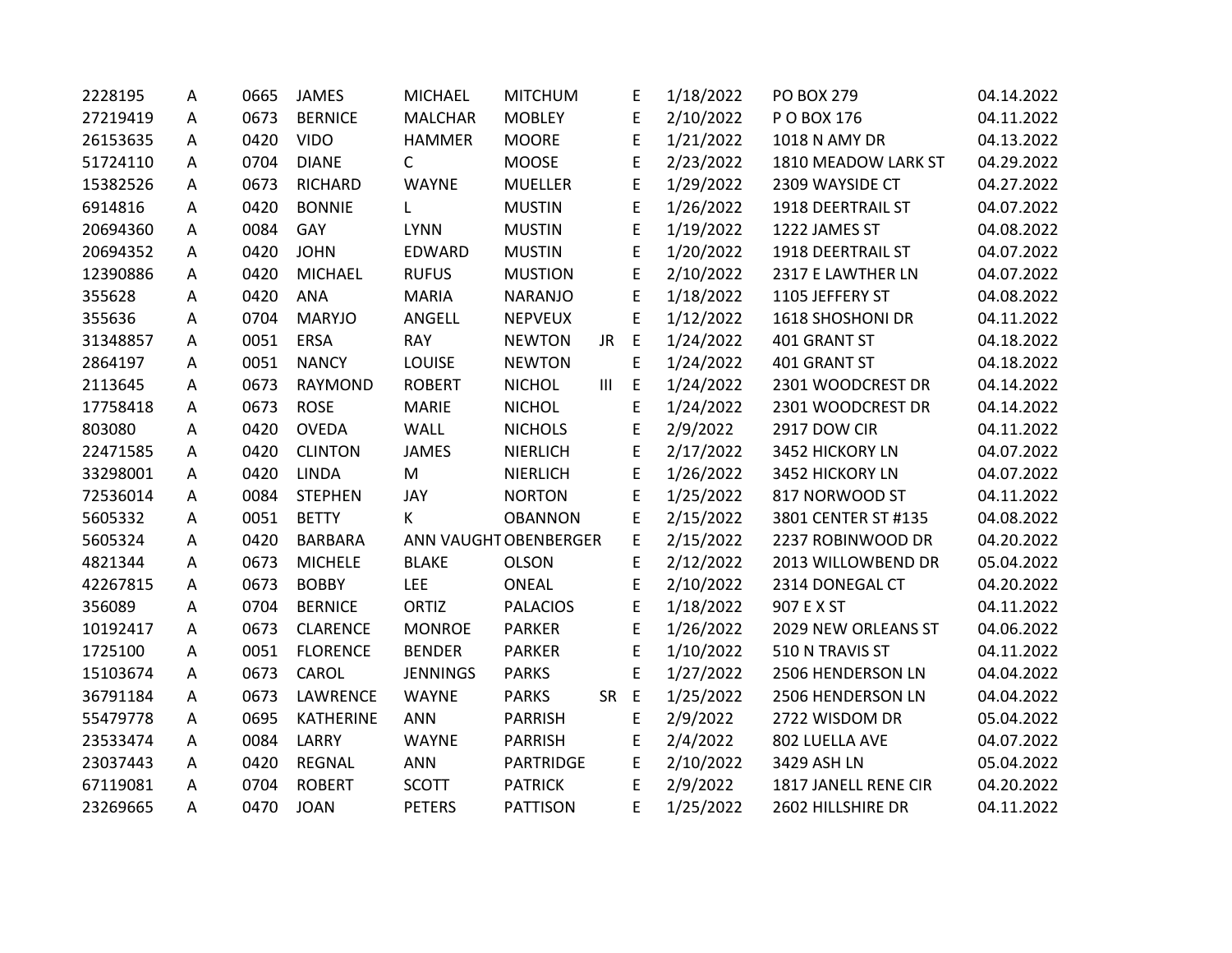| | | | | | | | | | | |
|---|---|---|---|---|---|---|---|---|---|---|
| 2228195 | A | 0665 | JAMES | MICHAEL | MITCHUM | | E | 1/18/2022 | PO BOX 279 | 04.14.2022 |
| 27219419 | A | 0673 | BERNICE | MALCHAR | MOBLEY | | E | 2/10/2022 | P O BOX 176 | 04.11.2022 |
| 26153635 | A | 0420 | VIDO | HAMMER | MOORE | | E | 1/21/2022 | 1018 N AMY DR | 04.13.2022 |
| 51724110 | A | 0704 | DIANE | C | MOOSE | | E | 2/23/2022 | 1810 MEADOW LARK ST | 04.29.2022 |
| 15382526 | A | 0673 | RICHARD | WAYNE | MUELLER | | E | 1/29/2022 | 2309 WAYSIDE CT | 04.27.2022 |
| 6914816 | A | 0420 | BONNIE | L | MUSTIN | | E | 1/26/2022 | 1918 DEERTRAIL ST | 04.07.2022 |
| 20694360 | A | 0084 | GAY | LYNN | MUSTIN | | E | 1/19/2022 | 1222 JAMES ST | 04.08.2022 |
| 20694352 | A | 0420 | JOHN | EDWARD | MUSTIN | | E | 1/20/2022 | 1918 DEERTRAIL ST | 04.07.2022 |
| 12390886 | A | 0420 | MICHAEL | RUFUS | MUSTION | | E | 2/10/2022 | 2317 E LAWTHER LN | 04.07.2022 |
| 355628 | A | 0420 | ANA | MARIA | NARANJO | | E | 1/18/2022 | 1105 JEFFERY ST | 04.08.2022 |
| 355636 | A | 0704 | MARYJO | ANGELL | NEPVEUX | | E | 1/12/2022 | 1618 SHOSHONI DR | 04.11.2022 |
| 31348857 | A | 0051 | ERSA | RAY | NEWTON | JR | E | 1/24/2022 | 401 GRANT ST | 04.18.2022 |
| 2864197 | A | 0051 | NANCY | LOUISE | NEWTON | | E | 1/24/2022 | 401 GRANT ST | 04.18.2022 |
| 2113645 | A | 0673 | RAYMOND | ROBERT | NICHOL | III | E | 1/24/2022 | 2301 WOODCREST DR | 04.14.2022 |
| 17758418 | A | 0673 | ROSE | MARIE | NICHOL | | E | 1/24/2022 | 2301 WOODCREST DR | 04.14.2022 |
| 803080 | A | 0420 | OVEDA | WALL | NICHOLS | | E | 2/9/2022 | 2917 DOW CIR | 04.11.2022 |
| 22471585 | A | 0420 | CLINTON | JAMES | NIERLICH | | E | 2/17/2022 | 3452 HICKORY LN | 04.07.2022 |
| 33298001 | A | 0420 | LINDA | M | NIERLICH | | E | 1/26/2022 | 3452 HICKORY LN | 04.07.2022 |
| 72536014 | A | 0084 | STEPHEN | JAY | NORTON | | E | 1/25/2022 | 817 NORWOOD ST | 04.11.2022 |
| 5605332 | A | 0051 | BETTY | K | OBANNON | | E | 2/15/2022 | 3801 CENTER ST #135 | 04.08.2022 |
| 5605324 | A | 0420 | BARBARA | ANN VAUGHT | OBENBERGER | | E | 2/15/2022 | 2237 ROBINWOOD DR | 04.20.2022 |
| 4821344 | A | 0673 | MICHELE | BLAKE | OLSON | | E | 2/12/2022 | 2013 WILLOWBEND DR | 05.04.2022 |
| 42267815 | A | 0673 | BOBBY | LEE | ONEAL | | E | 2/10/2022 | 2314 DONEGAL CT | 04.20.2022 |
| 356089 | A | 0704 | BERNICE | ORTIZ | PALACIOS | | E | 1/18/2022 | 907 E X ST | 04.11.2022 |
| 10192417 | A | 0673 | CLARENCE | MONROE | PARKER | | E | 1/26/2022 | 2029 NEW ORLEANS ST | 04.06.2022 |
| 1725100 | A | 0051 | FLORENCE | BENDER | PARKER | | E | 1/10/2022 | 510 N TRAVIS ST | 04.11.2022 |
| 15103674 | A | 0673 | CAROL | JENNINGS | PARKS | | E | 1/27/2022 | 2506 HENDERSON LN | 04.04.2022 |
| 36791184 | A | 0673 | LAWRENCE | WAYNE | PARKS | SR | E | 1/25/2022 | 2506 HENDERSON LN | 04.04.2022 |
| 55479778 | A | 0695 | KATHERINE | ANN | PARRISH | | E | 2/9/2022 | 2722 WISDOM DR | 05.04.2022 |
| 23533474 | A | 0084 | LARRY | WAYNE | PARRISH | | E | 2/4/2022 | 802 LUELLA AVE | 04.07.2022 |
| 23037443 | A | 0420 | REGNAL | ANN | PARTRIDGE | | E | 2/10/2022 | 3429 ASH LN | 05.04.2022 |
| 67119081 | A | 0704 | ROBERT | SCOTT | PATRICK | | E | 2/9/2022 | 1817 JANELL RENE CIR | 04.20.2022 |
| 23269665 | A | 0470 | JOAN | PETERS | PATTISON | | E | 1/25/2022 | 2602 HILLSHIRE DR | 04.11.2022 |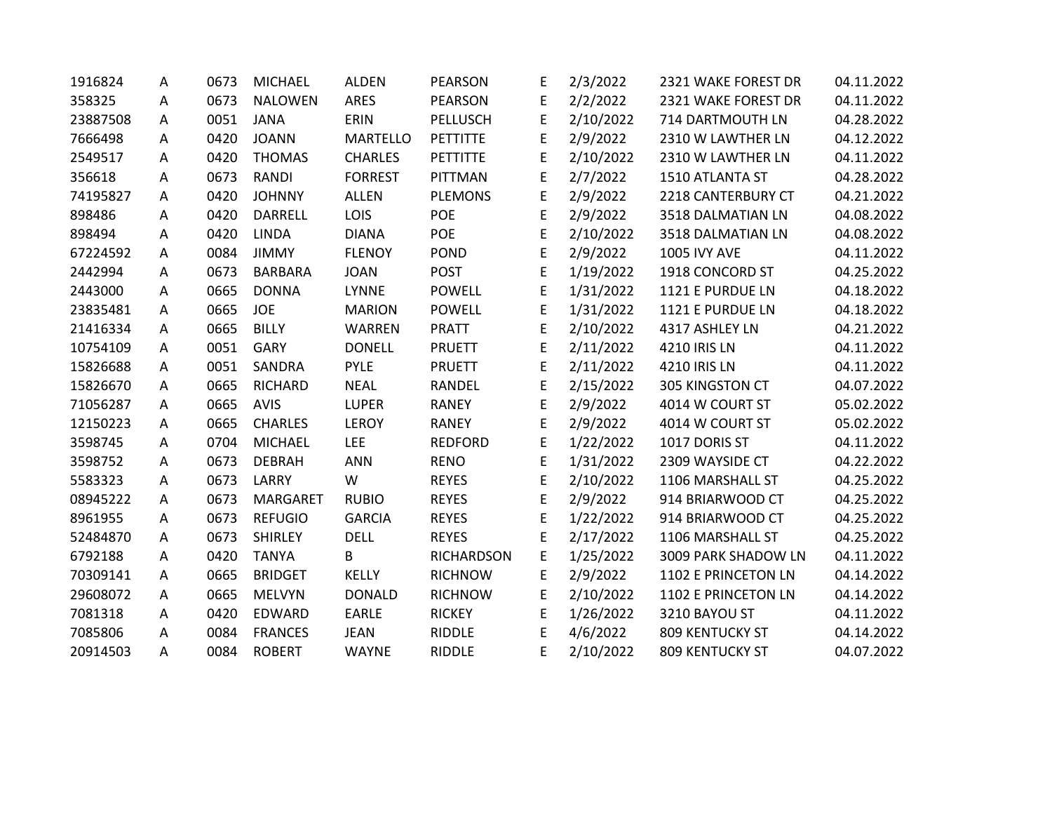| | | | | | | | | | |
|---|---|---|---|---|---|---|---|---|---|
| 1916824 | A | 0673 | MICHAEL | ALDEN | PEARSON | E | 2/3/2022 | 2321 WAKE FOREST DR | 04.11.2022 |
| 358325 | A | 0673 | NALOWEN | ARES | PEARSON | E | 2/2/2022 | 2321 WAKE FOREST DR | 04.11.2022 |
| 23887508 | A | 0051 | JANA | ERIN | PELLUSCH | E | 2/10/2022 | 714 DARTMOUTH LN | 04.28.2022 |
| 7666498 | A | 0420 | JOANN | MARTELLO | PETTITTE | E | 2/9/2022 | 2310 W LAWTHER LN | 04.12.2022 |
| 2549517 | A | 0420 | THOMAS | CHARLES | PETTITTE | E | 2/10/2022 | 2310 W LAWTHER LN | 04.11.2022 |
| 356618 | A | 0673 | RANDI | FORREST | PITTMAN | E | 2/7/2022 | 1510 ATLANTA ST | 04.28.2022 |
| 74195827 | A | 0420 | JOHNNY | ALLEN | PLEMONS | E | 2/9/2022 | 2218 CANTERBURY CT | 04.21.2022 |
| 898486 | A | 0420 | DARRELL | LOIS | POE | E | 2/9/2022 | 3518 DALMATIAN LN | 04.08.2022 |
| 898494 | A | 0420 | LINDA | DIANA | POE | E | 2/10/2022 | 3518 DALMATIAN LN | 04.08.2022 |
| 67224592 | A | 0084 | JIMMY | FLENOY | POND | E | 2/9/2022 | 1005 IVY AVE | 04.11.2022 |
| 2442994 | A | 0673 | BARBARA | JOAN | POST | E | 1/19/2022 | 1918 CONCORD ST | 04.25.2022 |
| 2443000 | A | 0665 | DONNA | LYNNE | POWELL | E | 1/31/2022 | 1121 E PURDUE LN | 04.18.2022 |
| 23835481 | A | 0665 | JOE | MARION | POWELL | E | 1/31/2022 | 1121 E PURDUE LN | 04.18.2022 |
| 21416334 | A | 0665 | BILLY | WARREN | PRATT | E | 2/10/2022 | 4317 ASHLEY LN | 04.21.2022 |
| 10754109 | A | 0051 | GARY | DONELL | PRUETT | E | 2/11/2022 | 4210 IRIS LN | 04.11.2022 |
| 15826688 | A | 0051 | SANDRA | PYLE | PRUETT | E | 2/11/2022 | 4210 IRIS LN | 04.11.2022 |
| 15826670 | A | 0665 | RICHARD | NEAL | RANDEL | E | 2/15/2022 | 305 KINGSTON CT | 04.07.2022 |
| 71056287 | A | 0665 | AVIS | LUPER | RANEY | E | 2/9/2022 | 4014 W COURT ST | 05.02.2022 |
| 12150223 | A | 0665 | CHARLES | LEROY | RANEY | E | 2/9/2022 | 4014 W COURT ST | 05.02.2022 |
| 3598745 | A | 0704 | MICHAEL | LEE | REDFORD | E | 1/22/2022 | 1017 DORIS ST | 04.11.2022 |
| 3598752 | A | 0673 | DEBRAH | ANN | RENO | E | 1/31/2022 | 2309 WAYSIDE CT | 04.22.2022 |
| 5583323 | A | 0673 | LARRY | W | REYES | E | 2/10/2022 | 1106 MARSHALL ST | 04.25.2022 |
| 08945222 | A | 0673 | MARGARET | RUBIO | REYES | E | 2/9/2022 | 914 BRIARWOOD CT | 04.25.2022 |
| 8961955 | A | 0673 | REFUGIO | GARCIA | REYES | E | 1/22/2022 | 914 BRIARWOOD CT | 04.25.2022 |
| 52484870 | A | 0673 | SHIRLEY | DELL | REYES | E | 2/17/2022 | 1106 MARSHALL ST | 04.25.2022 |
| 6792188 | A | 0420 | TANYA | B | RICHARDSON | E | 1/25/2022 | 3009 PARK SHADOW LN | 04.11.2022 |
| 70309141 | A | 0665 | BRIDGET | KELLY | RICHNOW | E | 2/9/2022 | 1102 E PRINCETON LN | 04.14.2022 |
| 29608072 | A | 0665 | MELVYN | DONALD | RICHNOW | E | 2/10/2022 | 1102 E PRINCETON LN | 04.14.2022 |
| 7081318 | A | 0420 | EDWARD | EARLE | RICKEY | E | 1/26/2022 | 3210 BAYOU ST | 04.11.2022 |
| 7085806 | A | 0084 | FRANCES | JEAN | RIDDLE | E | 4/6/2022 | 809 KENTUCKY ST | 04.14.2022 |
| 20914503 | A | 0084 | ROBERT | WAYNE | RIDDLE | E | 2/10/2022 | 809 KENTUCKY ST | 04.07.2022 |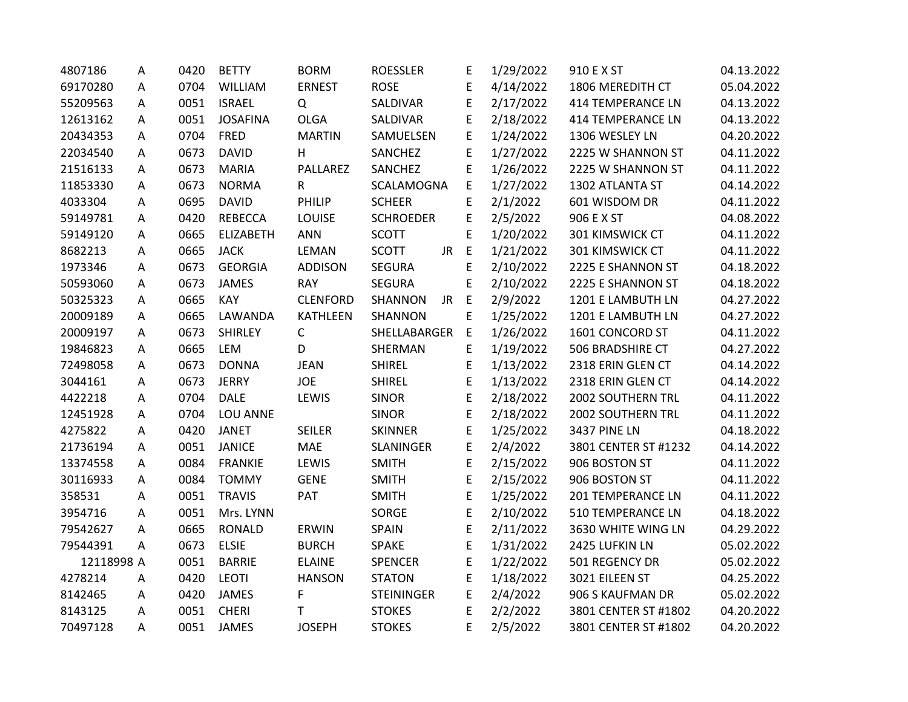| | | | | | | | | | | |
|---|---|---|---|---|---|---|---|---|---|---|
| 4807186 | A | 0420 | BETTY | BORM | ROESSLER | | E | 1/29/2022 | 910 E X ST | 04.13.2022 |
| 69170280 | A | 0704 | WILLIAM | ERNEST | ROSE | | E | 4/14/2022 | 1806 MEREDITH CT | 05.04.2022 |
| 55209563 | A | 0051 | ISRAEL | Q | SALDIVAR | | E | 2/17/2022 | 414 TEMPERANCE LN | 04.13.2022 |
| 12613162 | A | 0051 | JOSAFINA | OLGA | SALDIVAR | | E | 2/18/2022 | 414 TEMPERANCE LN | 04.13.2022 |
| 20434353 | A | 0704 | FRED | MARTIN | SAMUELSEN | | E | 1/24/2022 | 1306 WESLEY LN | 04.20.2022 |
| 22034540 | A | 0673 | DAVID | H | SANCHEZ | | E | 1/27/2022 | 2225 W SHANNON ST | 04.11.2022 |
| 21516133 | A | 0673 | MARIA | PALLAREZ | SANCHEZ | | E | 1/26/2022 | 2225 W SHANNON ST | 04.11.2022 |
| 11853330 | A | 0673 | NORMA | R | SCALAMOGNA | | E | 1/27/2022 | 1302 ATLANTA ST | 04.14.2022 |
| 4033304 | A | 0695 | DAVID | PHILIP | SCHEER | | E | 2/1/2022 | 601 WISDOM DR | 04.11.2022 |
| 59149781 | A | 0420 | REBECCA | LOUISE | SCHROEDER | | E | 2/5/2022 | 906 E X ST | 04.08.2022 |
| 59149120 | A | 0665 | ELIZABETH | ANN | SCOTT | | E | 1/20/2022 | 301 KIMSWICK CT | 04.11.2022 |
| 8682213 | A | 0665 | JACK | LEMAN | SCOTT | JR | E | 1/21/2022 | 301 KIMSWICK CT | 04.11.2022 |
| 1973346 | A | 0673 | GEORGIA | ADDISON | SEGURA | | E | 2/10/2022 | 2225 E SHANNON ST | 04.18.2022 |
| 50593060 | A | 0673 | JAMES | RAY | SEGURA | | E | 2/10/2022 | 2225 E SHANNON ST | 04.18.2022 |
| 50325323 | A | 0665 | KAY | CLENFORD | SHANNON | JR | E | 2/9/2022 | 1201 E LAMBUTH LN | 04.27.2022 |
| 20009189 | A | 0665 | LAWANDA | KATHLEEN | SHANNON | | E | 1/25/2022 | 1201 E LAMBUTH LN | 04.27.2022 |
| 20009197 | A | 0673 | SHIRLEY | C | SHELLABARGER | | E | 1/26/2022 | 1601 CONCORD ST | 04.11.2022 |
| 19846823 | A | 0665 | LEM | D | SHERMAN | | E | 1/19/2022 | 506 BRADSHIRE CT | 04.27.2022 |
| 72498058 | A | 0673 | DONNA | JEAN | SHIREL | | E | 1/13/2022 | 2318 ERIN GLEN CT | 04.14.2022 |
| 3044161 | A | 0673 | JERRY | JOE | SHIREL | | E | 1/13/2022 | 2318 ERIN GLEN CT | 04.14.2022 |
| 4422218 | A | 0704 | DALE | LEWIS | SINOR | | E | 2/18/2022 | 2002 SOUTHERN TRL | 04.11.2022 |
| 12451928 | A | 0704 | LOU ANNE | | SINOR | | E | 2/18/2022 | 2002 SOUTHERN TRL | 04.11.2022 |
| 4275822 | A | 0420 | JANET | SEILER | SKINNER | | E | 1/25/2022 | 3437 PINE LN | 04.18.2022 |
| 21736194 | A | 0051 | JANICE | MAE | SLANINGER | | E | 2/4/2022 | 3801 CENTER ST #1232 | 04.14.2022 |
| 13374558 | A | 0084 | FRANKIE | LEWIS | SMITH | | E | 2/15/2022 | 906 BOSTON ST | 04.11.2022 |
| 30116933 | A | 0084 | TOMMY | GENE | SMITH | | E | 2/15/2022 | 906 BOSTON ST | 04.11.2022 |
| 358531 | A | 0051 | TRAVIS | PAT | SMITH | | E | 1/25/2022 | 201 TEMPERANCE LN | 04.11.2022 |
| 3954716 | A | 0051 | Mrs. LYNN | | SORGE | | E | 2/10/2022 | 510 TEMPERANCE LN | 04.18.2022 |
| 79542627 | A | 0665 | RONALD | ERWIN | SPAIN | | E | 2/11/2022 | 3630 WHITE WING LN | 04.29.2022 |
| 79544391 | A | 0673 | ELSIE | BURCH | SPAKE | | E | 1/31/2022 | 2425 LUFKIN LN | 05.02.2022 |
| 12118998 | A | 0051 | BARRIE | ELAINE | SPENCER | | E | 1/22/2022 | 501 REGENCY DR | 05.02.2022 |
| 4278214 | A | 0420 | LEOTI | HANSON | STATON | | E | 1/18/2022 | 3021 EILEEN ST | 04.25.2022 |
| 8142465 | A | 0420 | JAMES | F | STEININGER | | E | 2/4/2022 | 906 S KAUFMAN DR | 05.02.2022 |
| 8143125 | A | 0051 | CHERI | T | STOKES | | E | 2/2/2022 | 3801 CENTER ST #1802 | 04.20.2022 |
| 70497128 | A | 0051 | JAMES | JOSEPH | STOKES | | E | 2/5/2022 | 3801 CENTER ST #1802 | 04.20.2022 |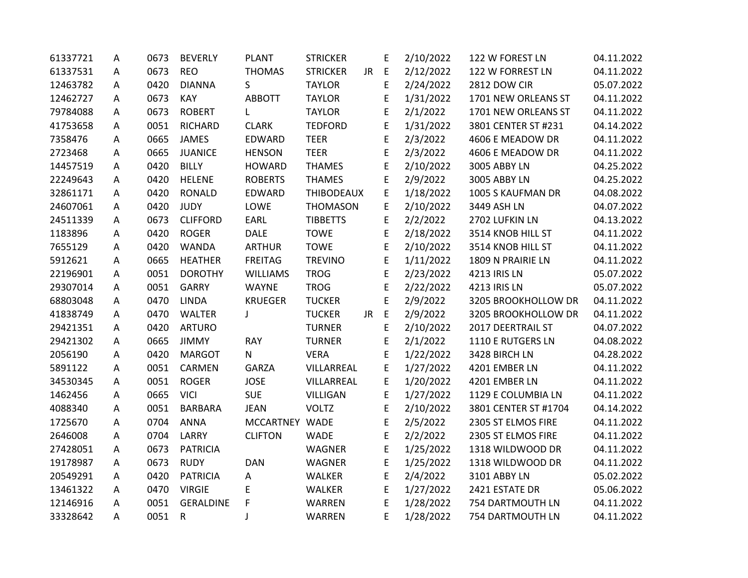| | | | | | | | | | | |
|---|---|---|---|---|---|---|---|---|---|---|
| 61337721 | A | 0673 | BEVERLY | PLANT | STRICKER | | E | 2/10/2022 | 122 W FOREST LN | 04.11.2022 |
| 61337531 | A | 0673 | REO | THOMAS | STRICKER | JR | E | 2/12/2022 | 122 W FORREST LN | 04.11.2022 |
| 12463782 | A | 0420 | DIANNA | S | TAYLOR | | E | 2/24/2022 | 2812 DOW CIR | 05.07.2022 |
| 12462727 | A | 0673 | KAY | ABBOTT | TAYLOR | | E | 1/31/2022 | 1701 NEW ORLEANS ST | 04.11.2022 |
| 79784088 | A | 0673 | ROBERT | L | TAYLOR | | E | 2/1/2022 | 1701 NEW ORLEANS ST | 04.11.2022 |
| 41753658 | A | 0051 | RICHARD | CLARK | TEDFORD | | E | 1/31/2022 | 3801 CENTER ST #231 | 04.14.2022 |
| 7358476 | A | 0665 | JAMES | EDWARD | TEER | | E | 2/3/2022 | 4606 E MEADOW DR | 04.11.2022 |
| 2723468 | A | 0665 | JUANICE | HENSON | TEER | | E | 2/3/2022 | 4606 E MEADOW DR | 04.11.2022 |
| 14457519 | A | 0420 | BILLY | HOWARD | THAMES | | E | 2/10/2022 | 3005 ABBY LN | 04.25.2022 |
| 22249643 | A | 0420 | HELENE | ROBERTS | THAMES | | E | 2/9/2022 | 3005 ABBY LN | 04.25.2022 |
| 32861171 | A | 0420 | RONALD | EDWARD | THIBODEAUX | | E | 1/18/2022 | 1005 S KAUFMAN DR | 04.08.2022 |
| 24607061 | A | 0420 | JUDY | LOWE | THOMASON | | E | 2/10/2022 | 3449 ASH LN | 04.07.2022 |
| 24511339 | A | 0673 | CLIFFORD | EARL | TIBBETTS | | E | 2/2/2022 | 2702 LUFKIN LN | 04.13.2022 |
| 1183896 | A | 0420 | ROGER | DALE | TOWE | | E | 2/18/2022 | 3514 KNOB HILL ST | 04.11.2022 |
| 7655129 | A | 0420 | WANDA | ARTHUR | TOWE | | E | 2/10/2022 | 3514 KNOB HILL ST | 04.11.2022 |
| 5912621 | A | 0665 | HEATHER | FREITAG | TREVINO | | E | 1/11/2022 | 1809 N PRAIRIE LN | 04.11.2022 |
| 22196901 | A | 0051 | DOROTHY | WILLIAMS | TROG | | E | 2/23/2022 | 4213 IRIS LN | 05.07.2022 |
| 29307014 | A | 0051 | GARRY | WAYNE | TROG | | E | 2/22/2022 | 4213 IRIS LN | 05.07.2022 |
| 68803048 | A | 0470 | LINDA | KRUEGER | TUCKER | | E | 2/9/2022 | 3205 BROOKHOLLOW DR | 04.11.2022 |
| 41838749 | A | 0470 | WALTER | J | TUCKER | JR | E | 2/9/2022 | 3205 BROOKHOLLOW DR | 04.11.2022 |
| 29421351 | A | 0420 | ARTURO | | TURNER | | E | 2/10/2022 | 2017 DEERTRAIL ST | 04.07.2022 |
| 29421302 | A | 0665 | JIMMY | RAY | TURNER | | E | 2/1/2022 | 1110 E RUTGERS LN | 04.08.2022 |
| 2056190 | A | 0420 | MARGOT | N | VERA | | E | 1/22/2022 | 3428 BIRCH LN | 04.28.2022 |
| 5891122 | A | 0051 | CARMEN | GARZA | VILLARREAL | | E | 1/27/2022 | 4201 EMBER LN | 04.11.2022 |
| 34530345 | A | 0051 | ROGER | JOSE | VILLARREAL | | E | 1/20/2022 | 4201 EMBER LN | 04.11.2022 |
| 1462456 | A | 0665 | VICI | SUE | VILLIGAN | | E | 1/27/2022 | 1129 E COLUMBIA LN | 04.11.2022 |
| 4088340 | A | 0051 | BARBARA | JEAN | VOLTZ | | E | 2/10/2022 | 3801 CENTER ST #1704 | 04.14.2022 |
| 1725670 | A | 0704 | ANNA | MCCARTNEY | WADE | | E | 2/5/2022 | 2305 ST ELMOS FIRE | 04.11.2022 |
| 2646008 | A | 0704 | LARRY | CLIFTON | WADE | | E | 2/2/2022 | 2305 ST ELMOS FIRE | 04.11.2022 |
| 27428051 | A | 0673 | PATRICIA | | WAGNER | | E | 1/25/2022 | 1318 WILDWOOD DR | 04.11.2022 |
| 19178987 | A | 0673 | RUDY | DAN | WAGNER | | E | 1/25/2022 | 1318 WILDWOOD DR | 04.11.2022 |
| 20549291 | A | 0420 | PATRICIA | A | WALKER | | E | 2/4/2022 | 3101 ABBY LN | 05.02.2022 |
| 13461322 | A | 0470 | VIRGIE | E | WALKER | | E | 1/27/2022 | 2421 ESTATE DR | 05.06.2022 |
| 12146916 | A | 0051 | GERALDINE | F | WARREN | | E | 1/28/2022 | 754 DARTMOUTH LN | 04.11.2022 |
| 33328642 | A | 0051 | R | J | WARREN | | E | 1/28/2022 | 754 DARTMOUTH LN | 04.11.2022 |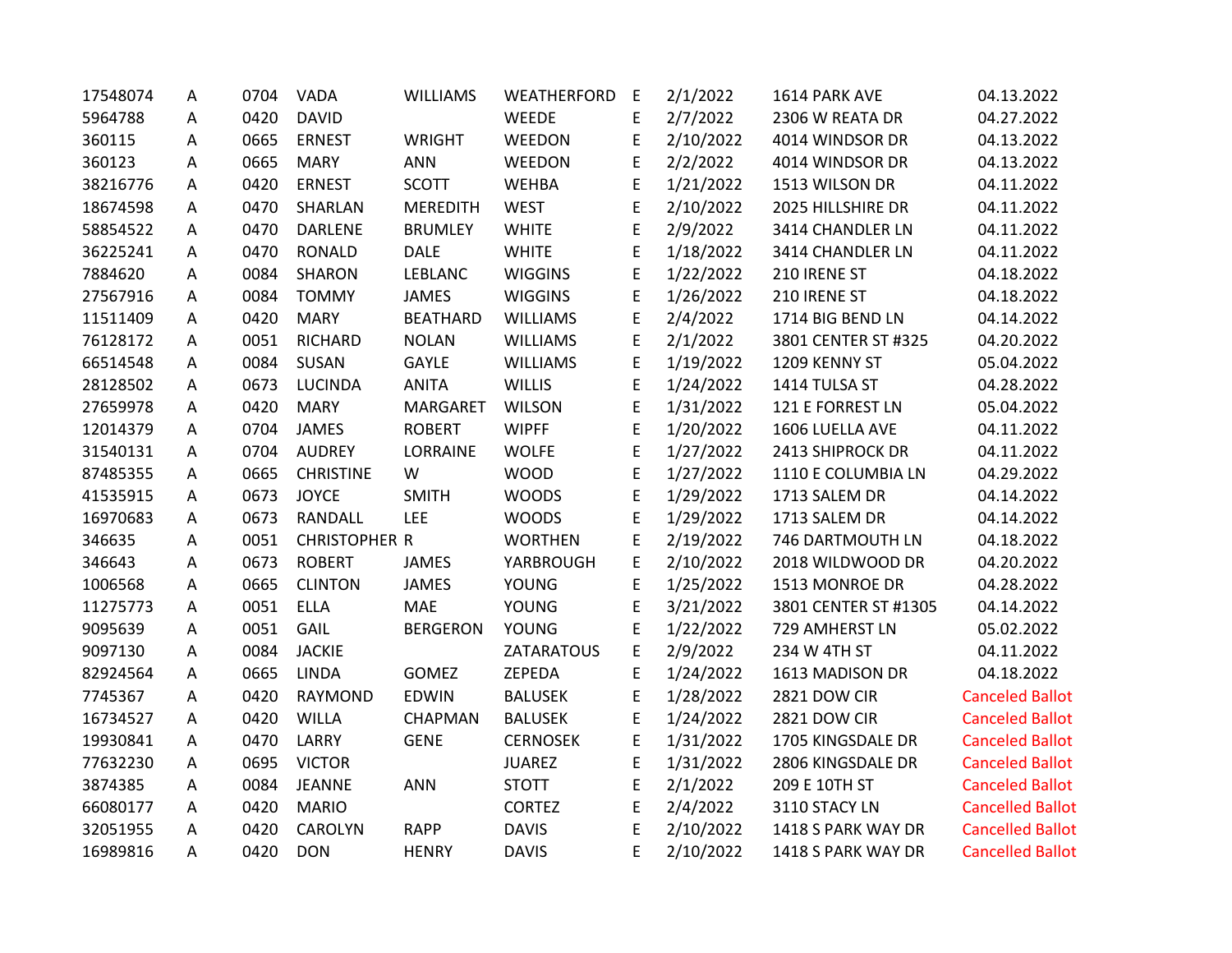| | | | | | | | | | |
|---|---|---|---|---|---|---|---|---|---|
| 17548074 | A | 0704 | VADA | WILLIAMS | WEATHERFORD | E | 2/1/2022 | 1614 PARK AVE | 04.13.2022 |
| 5964788 | A | 0420 | DAVID | | WEEDE | E | 2/7/2022 | 2306 W REATA DR | 04.27.2022 |
| 360115 | A | 0665 | ERNEST | WRIGHT | WEEDON | E | 2/10/2022 | 4014 WINDSOR DR | 04.13.2022 |
| 360123 | A | 0665 | MARY | ANN | WEEDON | E | 2/2/2022 | 4014 WINDSOR DR | 04.13.2022 |
| 38216776 | A | 0420 | ERNEST | SCOTT | WEHBA | E | 1/21/2022 | 1513 WILSON DR | 04.11.2022 |
| 18674598 | A | 0470 | SHARLAN | MEREDITH | WEST | E | 2/10/2022 | 2025 HILLSHIRE DR | 04.11.2022 |
| 58854522 | A | 0470 | DARLENE | BRUMLEY | WHITE | E | 2/9/2022 | 3414 CHANDLER LN | 04.11.2022 |
| 36225241 | A | 0470 | RONALD | DALE | WHITE | E | 1/18/2022 | 3414 CHANDLER LN | 04.11.2022 |
| 7884620 | A | 0084 | SHARON | LEBLANC | WIGGINS | E | 1/22/2022 | 210 IRENE ST | 04.18.2022 |
| 27567916 | A | 0084 | TOMMY | JAMES | WIGGINS | E | 1/26/2022 | 210 IRENE ST | 04.18.2022 |
| 11511409 | A | 0420 | MARY | BEATHARD | WILLIAMS | E | 2/4/2022 | 1714 BIG BEND LN | 04.14.2022 |
| 76128172 | A | 0051 | RICHARD | NOLAN | WILLIAMS | E | 2/1/2022 | 3801 CENTER ST #325 | 04.20.2022 |
| 66514548 | A | 0084 | SUSAN | GAYLE | WILLIAMS | E | 1/19/2022 | 1209 KENNY ST | 05.04.2022 |
| 28128502 | A | 0673 | LUCINDA | ANITA | WILLIS | E | 1/24/2022 | 1414 TULSA ST | 04.28.2022 |
| 27659978 | A | 0420 | MARY | MARGARET | WILSON | E | 1/31/2022 | 121 E FORREST LN | 05.04.2022 |
| 12014379 | A | 0704 | JAMES | ROBERT | WIPFF | E | 1/20/2022 | 1606 LUELLA AVE | 04.11.2022 |
| 31540131 | A | 0704 | AUDREY | LORRAINE | WOLFE | E | 1/27/2022 | 2413 SHIPROCK DR | 04.11.2022 |
| 87485355 | A | 0665 | CHRISTINE | W | WOOD | E | 1/27/2022 | 1110 E COLUMBIA LN | 04.29.2022 |
| 41535915 | A | 0673 | JOYCE | SMITH | WOODS | E | 1/29/2022 | 1713 SALEM DR | 04.14.2022 |
| 16970683 | A | 0673 | RANDALL | LEE | WOODS | E | 1/29/2022 | 1713 SALEM DR | 04.14.2022 |
| 346635 | A | 0051 | CHRISTOPHER | R | WORTHEN | E | 2/19/2022 | 746 DARTMOUTH LN | 04.18.2022 |
| 346643 | A | 0673 | ROBERT | JAMES | YARBROUGH | E | 2/10/2022 | 2018 WILDWOOD DR | 04.20.2022 |
| 1006568 | A | 0665 | CLINTON | JAMES | YOUNG | E | 1/25/2022 | 1513 MONROE DR | 04.28.2022 |
| 11275773 | A | 0051 | ELLA | MAE | YOUNG | E | 3/21/2022 | 3801 CENTER ST #1305 | 04.14.2022 |
| 9095639 | A | 0051 | GAIL | BERGERON | YOUNG | E | 1/22/2022 | 729 AMHERST LN | 05.02.2022 |
| 9097130 | A | 0084 | JACKIE | | ZATARATOUS | E | 2/9/2022 | 234 W 4TH ST | 04.11.2022 |
| 82924564 | A | 0665 | LINDA | GOMEZ | ZEPEDA | E | 1/24/2022 | 1613 MADISON DR | 04.18.2022 |
| 7745367 | A | 0420 | RAYMOND | EDWIN | BALUSEK | E | 1/28/2022 | 2821 DOW CIR | Canceled Ballot |
| 16734527 | A | 0420 | WILLA | CHAPMAN | BALUSEK | E | 1/24/2022 | 2821 DOW CIR | Canceled Ballot |
| 19930841 | A | 0470 | LARRY | GENE | CERNOSEK | E | 1/31/2022 | 1705 KINGSDALE DR | Canceled Ballot |
| 77632230 | A | 0695 | VICTOR | | JUAREZ | E | 1/31/2022 | 2806 KINGSDALE DR | Canceled Ballot |
| 3874385 | A | 0084 | JEANNE | ANN | STOTT | E | 2/1/2022 | 209 E 10TH ST | Canceled Ballot |
| 66080177 | A | 0420 | MARIO | | CORTEZ | E | 2/4/2022 | 3110 STACY LN | Cancelled Ballot |
| 32051955 | A | 0420 | CAROLYN | RAPP | DAVIS | E | 2/10/2022 | 1418 S PARK WAY DR | Cancelled Ballot |
| 16989816 | A | 0420 | DON | HENRY | DAVIS | E | 2/10/2022 | 1418 S PARK WAY DR | Cancelled Ballot |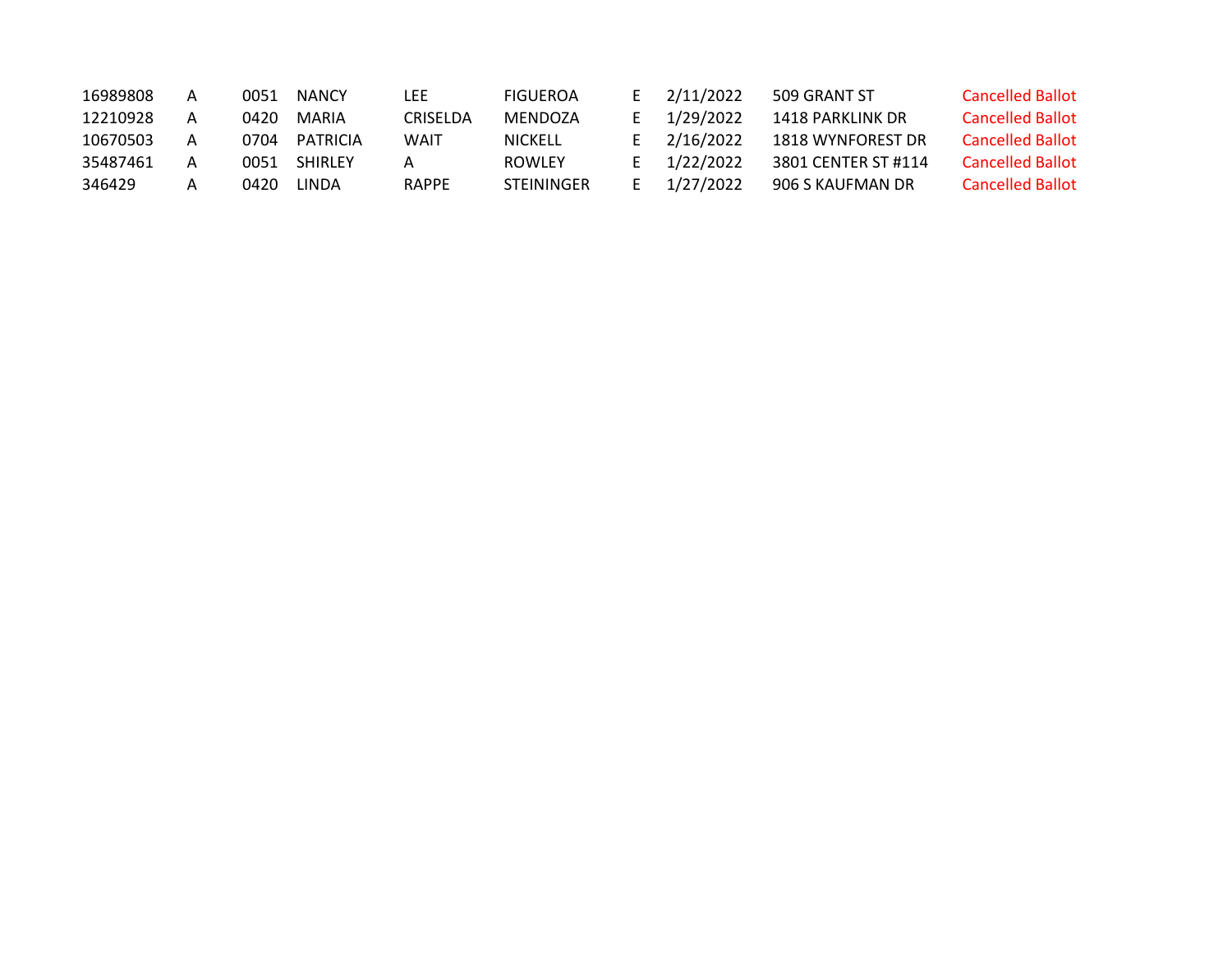| | | | | | | | | | |
|---|---|---|---|---|---|---|---|---|---|
| 16989808 | A | 0051 | NANCY | LEE | FIGUEROA | E | 2/11/2022 | 509 GRANT ST | Cancelled Ballot |
| 12210928 | A | 0420 | MARIA | CRISELDA | MENDOZA | E | 1/29/2022 | 1418 PARKLINK DR | Cancelled Ballot |
| 10670503 | A | 0704 | PATRICIA | WAIT | NICKELL | E | 2/16/2022 | 1818 WYNFOREST DR | Cancelled Ballot |
| 35487461 | A | 0051 | SHIRLEY | A | ROWLEY | E | 1/22/2022 | 3801 CENTER ST #114 | Cancelled Ballot |
| 346429 | A | 0420 | LINDA | RAPPE | STEININGER | E | 1/27/2022 | 906 S KAUFMAN DR | Cancelled Ballot |